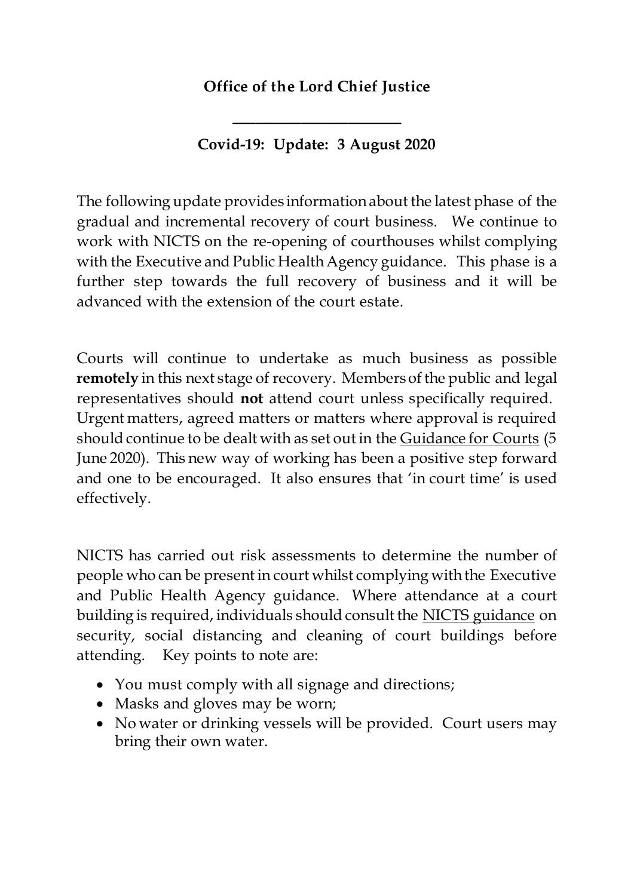**Office of the Lord Chief Justice**

---

**Covid-19: Update: 3 August 2020**

The following update provides information about the latest phase of the gradual and incremental recovery of court business. We continue to work with NICTS on the re-opening of courthouses whilst complying with the Executive and Public Health Agency guidance. This phase is a further step towards the full recovery of business and it will be advanced with the extension of the court estate.

Courts will continue to undertake as much business as possible **remotely** in this next stage of recovery. Members of the public and legal representatives should **not** attend court unless specifically required. Urgent matters, agreed matters or matters where approval is required should continue to be dealt with as set out in the Guidance for Courts (5 June 2020). This new way of working has been a positive step forward and one to be encouraged. It also ensures that 'in court time' is used effectively.

NICTS has carried out risk assessments to determine the number of people who can be present in court whilst complying with the Executive and Public Health Agency guidance. Where attendance at a court building is required, individuals should consult the NICTS guidance on security, social distancing and cleaning of court buildings before attending. Key points to note are:

- You must comply with all signage and directions;
- Masks and gloves may be worn;
- No water or drinking vessels will be provided. Court users may bring their own water.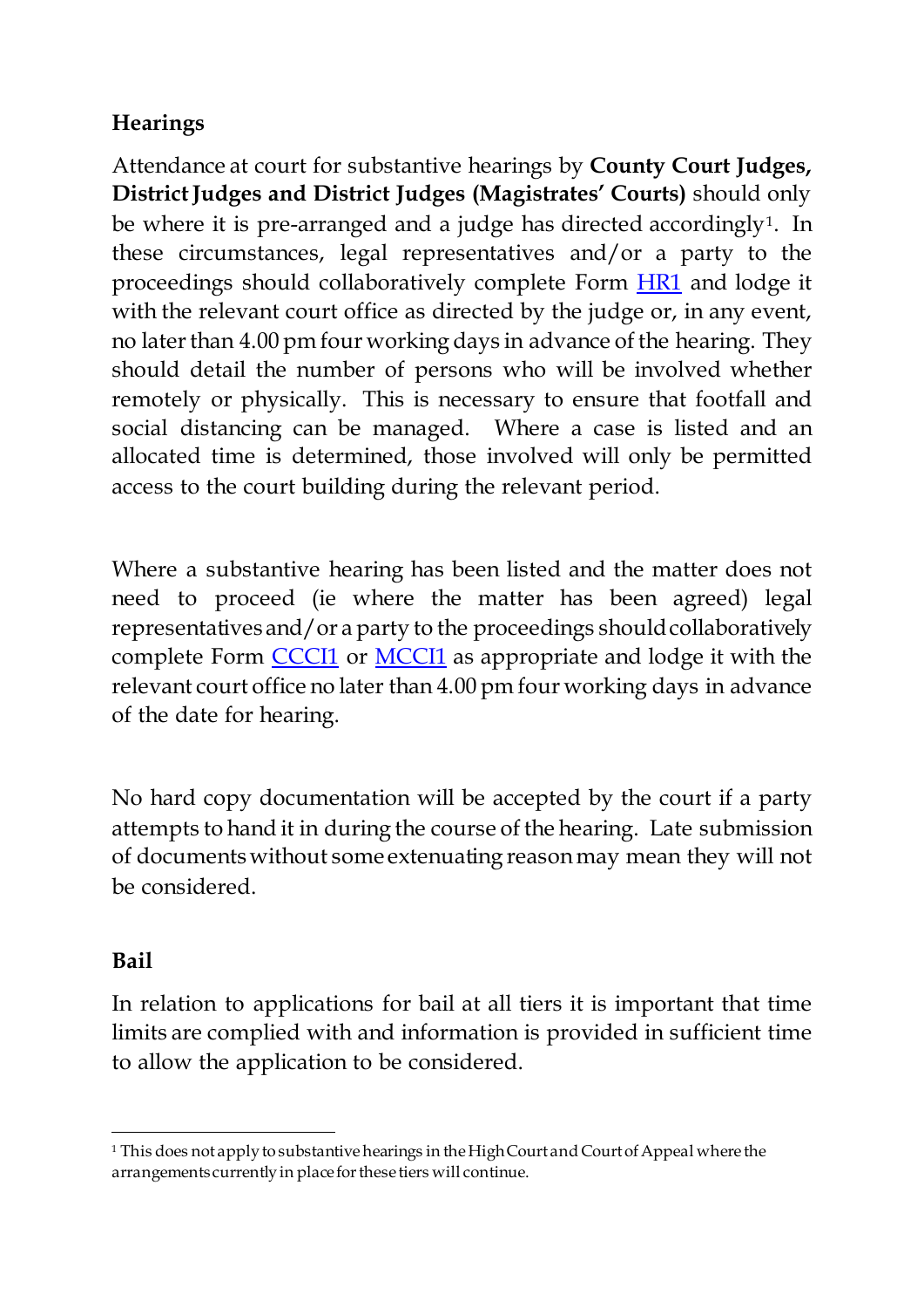## Hearings

Attendance at court for substantive hearings by **County Court Judges, District Judges and District Judges (Magistrates' Courts)** should only be where it is pre-arranged and a judge has directed accordingly[1]. In these circumstances, legal representatives and/or a party to the proceedings should collaboratively complete Form HR1 and lodge it with the relevant court office as directed by the judge or, in any event, no later than 4.00 pm four working days in advance of the hearing. They should detail the number of persons who will be involved whether remotely or physically. This is necessary to ensure that footfall and social distancing can be managed. Where a case is listed and an allocated time is determined, those involved will only be permitted access to the court building during the relevant period.

Where a substantive hearing has been listed and the matter does not need to proceed (ie where the matter has been agreed) legal representatives and/or a party to the proceedings should collaboratively complete Form CCCI1 or MCCI1 as appropriate and lodge it with the relevant court office no later than 4.00 pm four working days in advance of the date for hearing.

No hard copy documentation will be accepted by the court if a party attempts to hand it in during the course of the hearing. Late submission of documents without some extenuating reason may mean they will not be considered.

## Bail

In relation to applications for bail at all tiers it is important that time limits are complied with and information is provided in sufficient time to allow the application to be considered.

---

[1] This does not apply to substantive hearings in the High Court and Court of Appeal where the arrangements currently in place for these tiers will continue.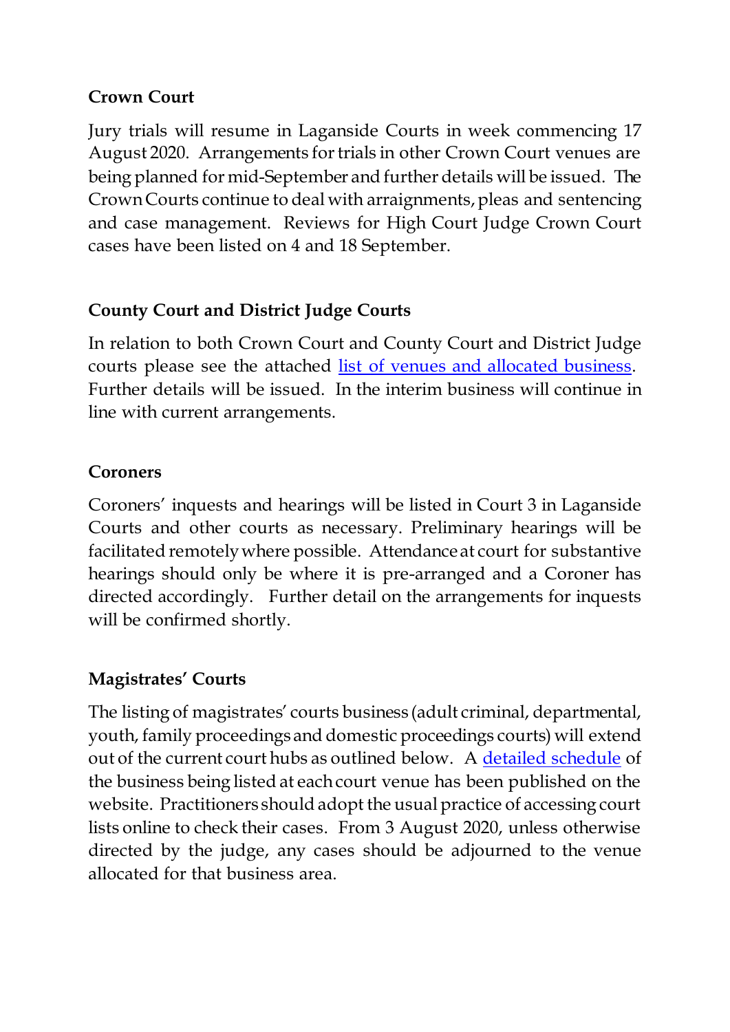**Crown Court**

Jury trials will resume in Laganside Courts in week commencing 17 August 2020. Arrangements for trials in other Crown Court venues are being planned for mid-September and further details will be issued. The Crown Courts continue to deal with arraignments, pleas and sentencing and case management. Reviews for High Court Judge Crown Court cases have been listed on 4 and 18 September.

**County Court and District Judge Courts**

In relation to both Crown Court and County Court and District Judge courts please see the attached list of venues and allocated business. Further details will be issued. In the interim business will continue in line with current arrangements.

**Coroners**

Coroners' inquests and hearings will be listed in Court 3 in Laganside Courts and other courts as necessary. Preliminary hearings will be facilitated remotely where possible. Attendance at court for substantive hearings should only be where it is pre-arranged and a Coroner has directed accordingly. Further detail on the arrangements for inquests will be confirmed shortly.

**Magistrates' Courts**

The listing of magistrates' courts business (adult criminal, departmental, youth, family proceedings and domestic proceedings courts) will extend out of the current court hubs as outlined below. A detailed schedule of the business being listed at each court venue has been published on the website. Practitioners should adopt the usual practice of accessing court lists online to check their cases. From 3 August 2020, unless otherwise directed by the judge, any cases should be adjourned to the venue allocated for that business area.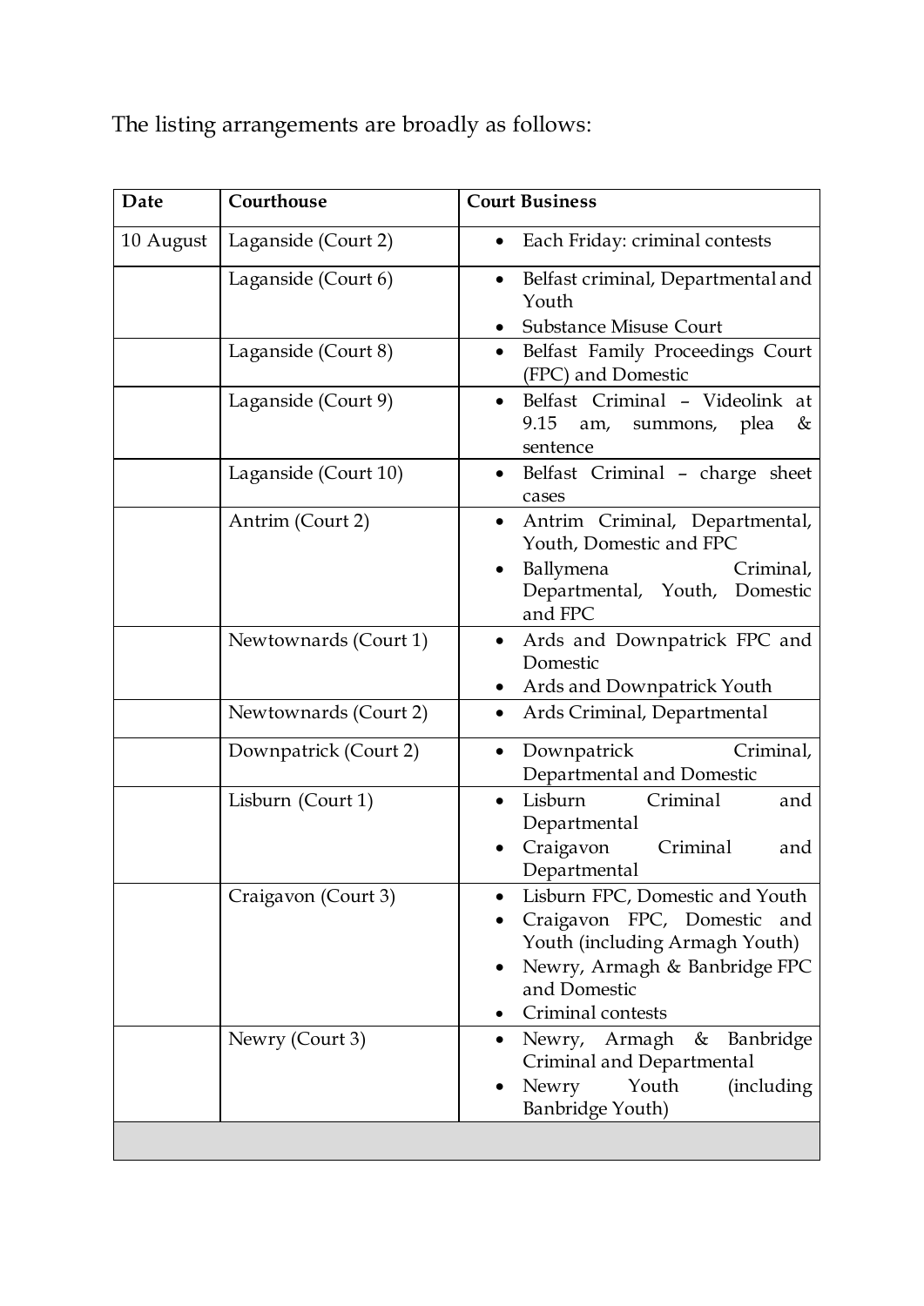The listing arrangements are broadly as follows:

| Date | Courthouse | Court Business |
| --- | --- | --- |
| 10 August | Laganside (Court 2) | • Each Friday: criminal contests |
| | Laganside (Court 6) | • Belfast criminal, Departmental and Youth<br>• Substance Misuse Court |
| | Laganside (Court 8) | • Belfast Family Proceedings Court (FPC) and Domestic |
| | Laganside (Court 9) | • Belfast Criminal – Videolink at 9.15 am, summons, plea & sentence |
| | Laganside (Court 10) | • Belfast Criminal – charge sheet cases |
| | Antrim (Court 2) | • Antrim Criminal, Departmental, Youth, Domestic and FPC<br>• Ballymena Criminal, Departmental, Youth, Domestic and FPC |
| | Newtownards (Court 1) | • Ards and Downpatrick FPC and Domestic<br>• Ards and Downpatrick Youth |
| | Newtownards (Court 2) | • Ards Criminal, Departmental |
| | Downpatrick (Court 2) | • Downpatrick Criminal, Departmental and Domestic |
| | Lisburn (Court 1) | • Lisburn Criminal and Departmental<br>• Craigavon Criminal and Departmental |
| | Craigavon (Court 3) | • Lisburn FPC, Domestic and Youth<br>• Craigavon FPC, Domestic and Youth (including Armagh Youth)<br>• Newry, Armagh & Banbridge FPC and Domestic<br>• Criminal contests |
| | Newry (Court 3) | • Newry, Armagh & Banbridge Criminal and Departmental<br>• Newry Youth (including Banbridge Youth) |
| | | |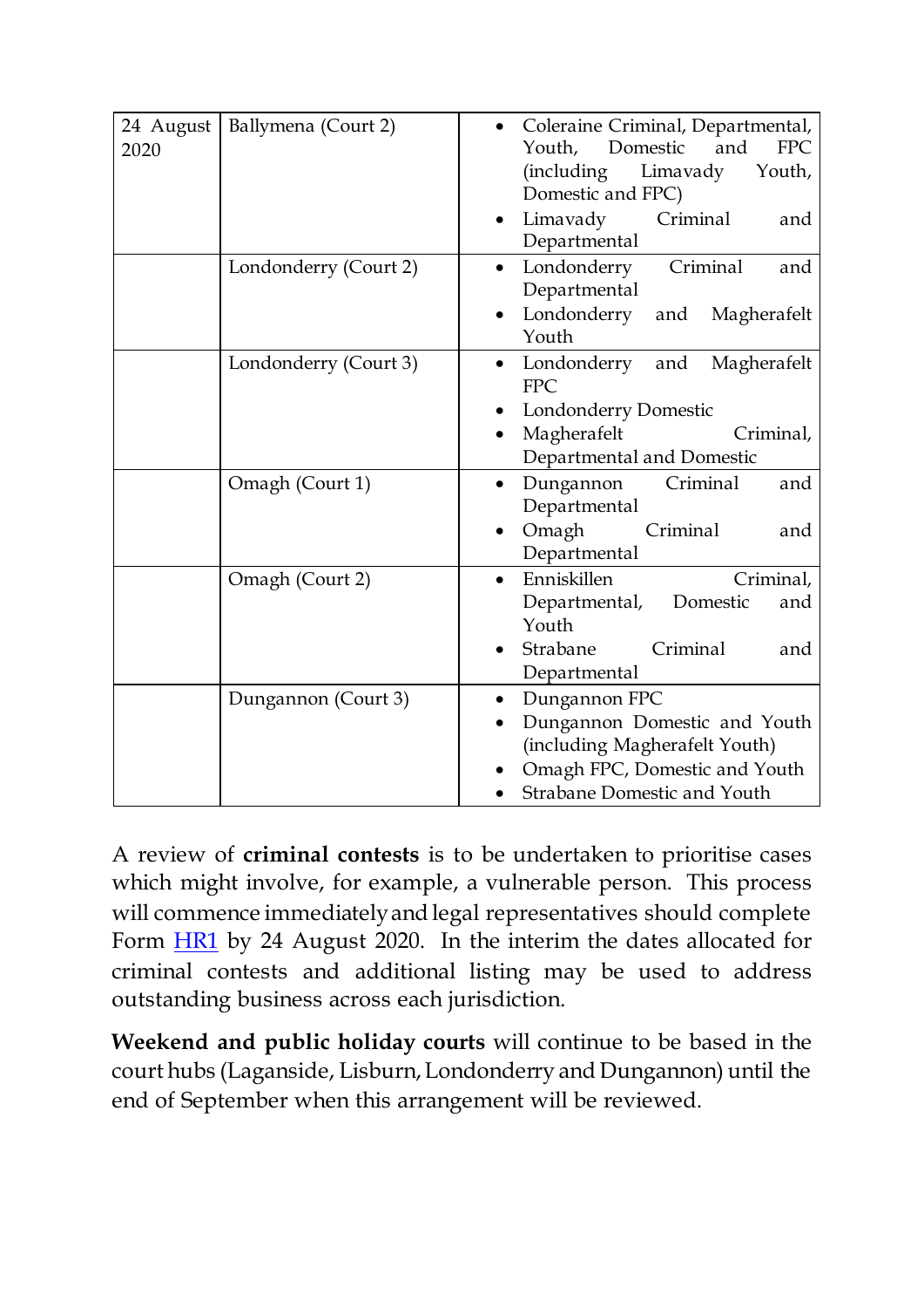| | | |
|---|---|---|
| 24 August 2020 | Ballymena (Court 2) | • Coleraine Criminal, Departmental, Youth, Domestic and FPC (including Limavady Youth, Domestic and FPC)<br>• Limavady Criminal and Departmental |
| | Londonderry (Court 2) | • Londonderry Criminal and Departmental<br>• Londonderry and Magherafelt Youth |
| | Londonderry (Court 3) | • Londonderry and Magherafelt FPC<br>• Londonderry Domestic<br>• Magherafelt Criminal, Departmental and Domestic |
| | Omagh (Court 1) | • Dungannon Criminal and Departmental<br>• Omagh Criminal and Departmental |
| | Omagh (Court 2) | • Enniskillen Criminal, Departmental, Domestic and Youth<br>• Strabane Criminal and Departmental |
| | Dungannon (Court 3) | • Dungannon FPC<br>• Dungannon Domestic and Youth (including Magherafelt Youth)<br>• Omagh FPC, Domestic and Youth<br>• Strabane Domestic and Youth |

A review of **criminal contests** is to be undertaken to prioritise cases which might involve, for example, a vulnerable person. This process will commence immediately and legal representatives should complete Form HR1 by 24 August 2020. In the interim the dates allocated for criminal contests and additional listing may be used to address outstanding business across each jurisdiction.

**Weekend and public holiday courts** will continue to be based in the court hubs (Laganside, Lisburn, Londonderry and Dungannon) until the end of September when this arrangement will be reviewed.